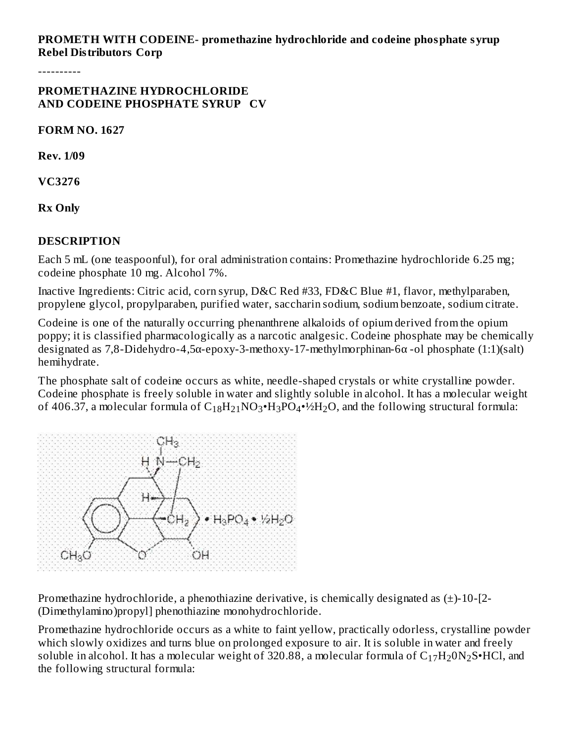**PROMETH WITH CODEINE- promethazine hydrochloride and codeine phosphate syrup**
**Rebel Distributors Corp**

----------

**PROMETHAZINE HYDROCHLORIDE**
**AND CODEINE PHOSPHATE SYRUP CV**

**FORM NO. 1627**

**Rev. 1/09**

**VC3276**

**Rx Only**

## DESCRIPTION

Each 5 mL (one teaspoonful), for oral administration contains: Promethazine hydrochloride 6.25 mg; codeine phosphate 10 mg. Alcohol 7%.

Inactive Ingredients: Citric acid, corn syrup, D&C Red #33, FD&C Blue #1, flavor, methylparaben, propylene glycol, propylparaben, purified water, saccharin sodium, sodium benzoate, sodium citrate.

Codeine is one of the naturally occurring phenanthrene alkaloids of opium derived from the opium poppy; it is classified pharmacologically as a narcotic analgesic. Codeine phosphate may be chemically designated as 7,8-Didehydro-4,5α-epoxy-3-methoxy-17-methylmorphinan-6α -ol phosphate (1:1)(salt) hemihydrate.

The phosphate salt of codeine occurs as white, needle-shaped crystals or white crystalline powder. Codeine phosphate is freely soluble in water and slightly soluble in alcohol. It has a molecular weight of 406.37, a molecular formula of $C_{18}H_{21}NO_3 \cdot H_3PO_4 \cdot ½H_2O$, and the following structural formula:

Promethazine hydrochloride, a phenothiazine derivative, is chemically designated as (±)-10-[2-(Dimethylamino)propyl] phenothiazine monohydrochloride.

Promethazine hydrochloride occurs as a white to faint yellow, practically odorless, crystalline powder which slowly oxidizes and turns blue on prolonged exposure to air. It is soluble in water and freely soluble in alcohol. It has a molecular weight of 320.88, a molecular formula of $C_{17}H_{20}N_2S \cdot HCl$, and the following structural formula: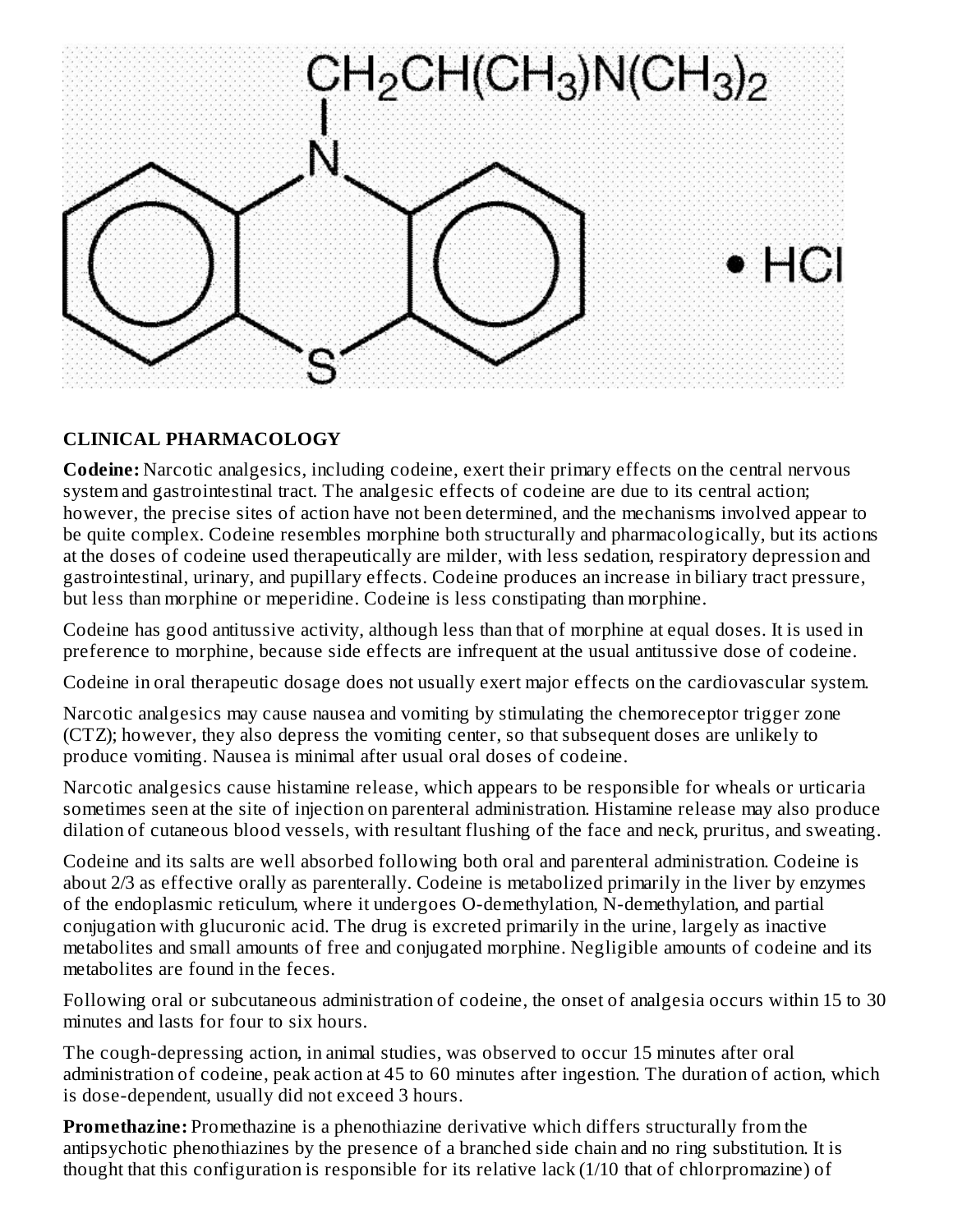$CH_2CH(CH_3)N(CH_3)_2$

• HCl

**CLINICAL PHARMACOLOGY**

**Codeine:** Narcotic analgesics, including codeine, exert their primary effects on the central nervous system and gastrointestinal tract. The analgesic effects of codeine are due to its central action; however, the precise sites of action have not been determined, and the mechanisms involved appear to be quite complex. Codeine resembles morphine both structurally and pharmacologically, but its actions at the doses of codeine used therapeutically are milder, with less sedation, respiratory depression and gastrointestinal, urinary, and pupillary effects. Codeine produces an increase in biliary tract pressure, but less than morphine or meperidine. Codeine is less constipating than morphine.

Codeine has good antitussive activity, although less than that of morphine at equal doses. It is used in preference to morphine, because side effects are infrequent at the usual antitussive dose of codeine.

Codeine in oral therapeutic dosage does not usually exert major effects on the cardiovascular system.

Narcotic analgesics may cause nausea and vomiting by stimulating the chemoreceptor trigger zone (CTZ); however, they also depress the vomiting center, so that subsequent doses are unlikely to produce vomiting. Nausea is minimal after usual oral doses of codeine.

Narcotic analgesics cause histamine release, which appears to be responsible for wheals or urticaria sometimes seen at the site of injection on parenteral administration. Histamine release may also produce dilation of cutaneous blood vessels, with resultant flushing of the face and neck, pruritus, and sweating.

Codeine and its salts are well absorbed following both oral and parenteral administration. Codeine is about 2/3 as effective orally as parenterally. Codeine is metabolized primarily in the liver by enzymes of the endoplasmic reticulum, where it undergoes O-demethylation, N-demethylation, and partial conjugation with glucuronic acid. The drug is excreted primarily in the urine, largely as inactive metabolites and small amounts of free and conjugated morphine. Negligible amounts of codeine and its metabolites are found in the feces.

Following oral or subcutaneous administration of codeine, the onset of analgesia occurs within 15 to 30 minutes and lasts for four to six hours.

The cough-depressing action, in animal studies, was observed to occur 15 minutes after oral administration of codeine, peak action at 45 to 60 minutes after ingestion. The duration of action, which is dose-dependent, usually did not exceed 3 hours.

**Promethazine:** Promethazine is a phenothiazine derivative which differs structurally from the antipsychotic phenothiazines by the presence of a branched side chain and no ring substitution. It is thought that this configuration is responsible for its relative lack (1/10 that of chlorpromazine) of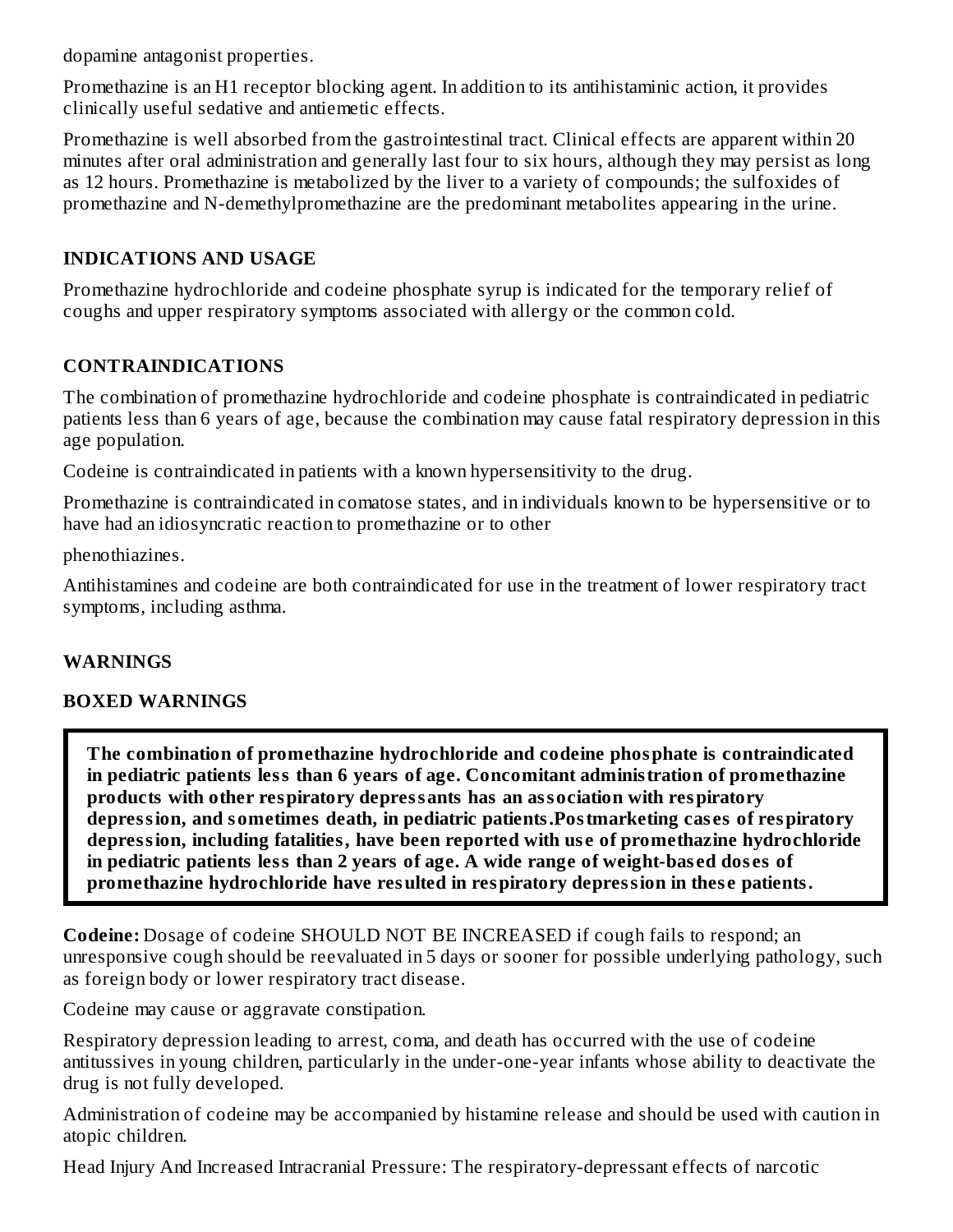dopamine antagonist properties.

Promethazine is an H1 receptor blocking agent. In addition to its antihistaminic action, it provides clinically useful sedative and antiemetic effects.

Promethazine is well absorbed from the gastrointestinal tract. Clinical effects are apparent within 20 minutes after oral administration and generally last four to six hours, although they may persist as long as 12 hours. Promethazine is metabolized by the liver to a variety of compounds; the sulfoxides of promethazine and N-demethylpromethazine are the predominant metabolites appearing in the urine.

## INDICATIONS AND USAGE

Promethazine hydrochloride and codeine phosphate syrup is indicated for the temporary relief of coughs and upper respiratory symptoms associated with allergy or the common cold.

## CONTRAINDICATIONS

The combination of promethazine hydrochloride and codeine phosphate is contraindicated in pediatric patients less than 6 years of age, because the combination may cause fatal respiratory depression in this age population.

Codeine is contraindicated in patients with a known hypersensitivity to the drug.

Promethazine is contraindicated in comatose states, and in individuals known to be hypersensitive or to have had an idiosyncratic reaction to promethazine or to other

phenothiazines.

Antihistamines and codeine are both contraindicated for use in the treatment of lower respiratory tract symptoms, including asthma.

## WARNINGS

## BOXED WARNINGS

**The combination of promethazine hydrochloride and codeine phosphate is contraindicated in pediatric patients less than 6 years of age. Concomitant administration of promethazine products with other respiratory depressants has an association with respiratory depression, and sometimes death, in pediatric patients.Postmarketing cases of respiratory depression, including fatalities, have been reported with use of promethazine hydrochloride in pediatric patients less than 2 years of age. A wide range of weight-based doses of promethazine hydrochloride have resulted in respiratory depression in these patients.**

**Codeine:** Dosage of codeine SHOULD NOT BE INCREASED if cough fails to respond; an unresponsive cough should be reevaluated in 5 days or sooner for possible underlying pathology, such as foreign body or lower respiratory tract disease.

Codeine may cause or aggravate constipation.

Respiratory depression leading to arrest, coma, and death has occurred with the use of codeine antitussives in young children, particularly in the under-one-year infants whose ability to deactivate the drug is not fully developed.

Administration of codeine may be accompanied by histamine release and should be used with caution in atopic children.

Head Injury And Increased Intracranial Pressure: The respiratory-depressant effects of narcotic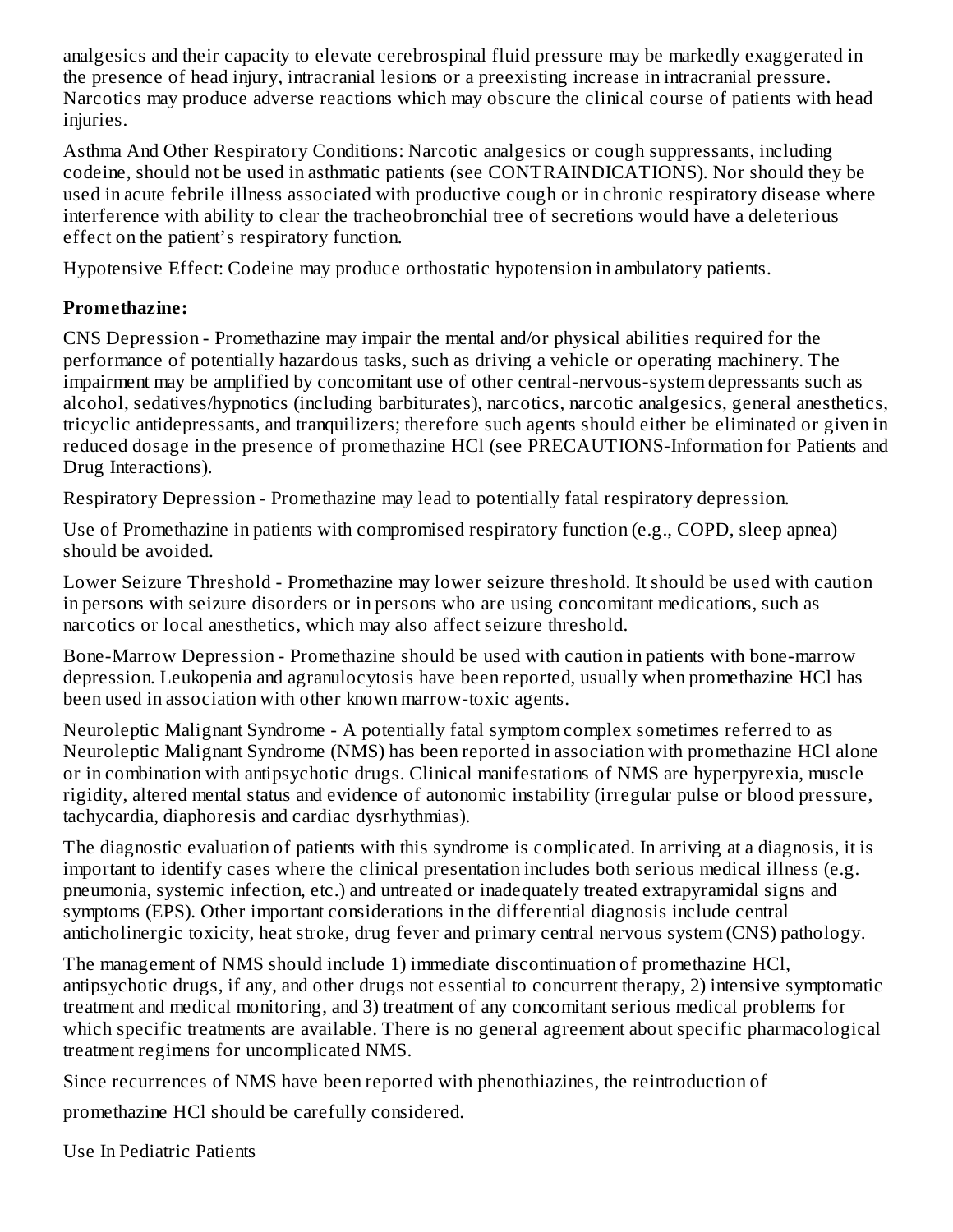analgesics and their capacity to elevate cerebrospinal fluid pressure may be markedly exaggerated in the presence of head injury, intracranial lesions or a preexisting increase in intracranial pressure. Narcotics may produce adverse reactions which may obscure the clinical course of patients with head injuries.

Asthma And Other Respiratory Conditions: Narcotic analgesics or cough suppressants, including codeine, should not be used in asthmatic patients (see CONTRAINDICATIONS). Nor should they be used in acute febrile illness associated with productive cough or in chronic respiratory disease where interference with ability to clear the tracheobronchial tree of secretions would have a deleterious effect on the patient's respiratory function.

Hypotensive Effect: Codeine may produce orthostatic hypotension in ambulatory patients.

**Promethazine:**

CNS Depression - Promethazine may impair the mental and/or physical abilities required for the performance of potentially hazardous tasks, such as driving a vehicle or operating machinery. The impairment may be amplified by concomitant use of other central-nervous-system depressants such as alcohol, sedatives/hypnotics (including barbiturates), narcotics, narcotic analgesics, general anesthetics, tricyclic antidepressants, and tranquilizers; therefore such agents should either be eliminated or given in reduced dosage in the presence of promethazine HCl (see PRECAUTIONS-Information for Patients and Drug Interactions).

Respiratory Depression - Promethazine may lead to potentially fatal respiratory depression.

Use of Promethazine in patients with compromised respiratory function (e.g., COPD, sleep apnea) should be avoided.

Lower Seizure Threshold - Promethazine may lower seizure threshold. It should be used with caution in persons with seizure disorders or in persons who are using concomitant medications, such as narcotics or local anesthetics, which may also affect seizure threshold.

Bone-Marrow Depression - Promethazine should be used with caution in patients with bone-marrow depression. Leukopenia and agranulocytosis have been reported, usually when promethazine HCl has been used in association with other known marrow-toxic agents.

Neuroleptic Malignant Syndrome - A potentially fatal symptom complex sometimes referred to as Neuroleptic Malignant Syndrome (NMS) has been reported in association with promethazine HCl alone or in combination with antipsychotic drugs. Clinical manifestations of NMS are hyperpyrexia, muscle rigidity, altered mental status and evidence of autonomic instability (irregular pulse or blood pressure, tachycardia, diaphoresis and cardiac dysrhythmias).

The diagnostic evaluation of patients with this syndrome is complicated. In arriving at a diagnosis, it is important to identify cases where the clinical presentation includes both serious medical illness (e.g. pneumonia, systemic infection, etc.) and untreated or inadequately treated extrapyramidal signs and symptoms (EPS). Other important considerations in the differential diagnosis include central anticholinergic toxicity, heat stroke, drug fever and primary central nervous system (CNS) pathology.

The management of NMS should include 1) immediate discontinuation of promethazine HCl, antipsychotic drugs, if any, and other drugs not essential to concurrent therapy, 2) intensive symptomatic treatment and medical monitoring, and 3) treatment of any concomitant serious medical problems for which specific treatments are available. There is no general agreement about specific pharmacological treatment regimens for uncomplicated NMS.

Since recurrences of NMS have been reported with phenothiazines, the reintroduction of promethazine HCl should be carefully considered.

Use In Pediatric Patients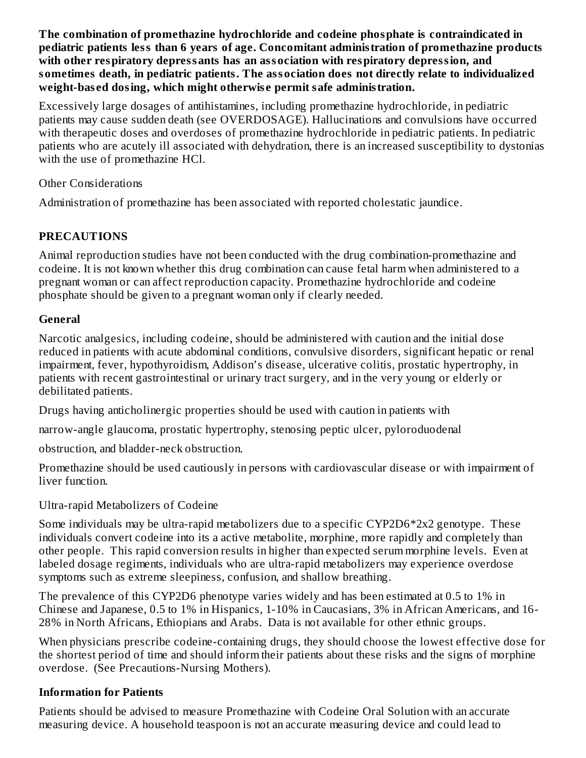**The combination of promethazine hydrochloride and codeine phosphate is contraindicated in pediatric patients less than 6 years of age. Concomitant administration of promethazine products with other respiratory depressants has an association with respiratory depression, and sometimes death, in pediatric patients. The association does not directly relate to individualized weight-based dosing, which might otherwise permit safe administration.**

Excessively large dosages of antihistamines, including promethazine hydrochloride, in pediatric patients may cause sudden death (see OVERDOSAGE). Hallucinations and convulsions have occurred with therapeutic doses and overdoses of promethazine hydrochloride in pediatric patients. In pediatric patients who are acutely ill associated with dehydration, there is an increased susceptibility to dystonias with the use of promethazine HCl.

Other Considerations

Administration of promethazine has been associated with reported cholestatic jaundice.

## PRECAUTIONS

Animal reproduction studies have not been conducted with the drug combination-promethazine and codeine. It is not known whether this drug combination can cause fetal harm when administered to a pregnant woman or can affect reproduction capacity. Promethazine hydrochloride and codeine phosphate should be given to a pregnant woman only if clearly needed.

### General

Narcotic analgesics, including codeine, should be administered with caution and the initial dose reduced in patients with acute abdominal conditions, convulsive disorders, significant hepatic or renal impairment, fever, hypothyroidism, Addison's disease, ulcerative colitis, prostatic hypertrophy, in patients with recent gastrointestinal or urinary tract surgery, and in the very young or elderly or debilitated patients.

Drugs having anticholinergic properties should be used with caution in patients with

narrow-angle glaucoma, prostatic hypertrophy, stenosing peptic ulcer, pyloroduodenal

obstruction, and bladder-neck obstruction.

Promethazine should be used cautiously in persons with cardiovascular disease or with impairment of liver function.

Ultra-rapid Metabolizers of Codeine

Some individuals may be ultra-rapid metabolizers due to a specific CYP2D6*2x2 genotype. These individuals convert codeine into its a active metabolite, morphine, more rapidly and completely than other people. This rapid conversion results in higher than expected serum morphine levels. Even at labeled dosage regiments, individuals who are ultra-rapid metabolizers may experience overdose symptoms such as extreme sleepiness, confusion, and shallow breathing.

The prevalence of this CYP2D6 phenotype varies widely and has been estimated at 0.5 to 1% in Chinese and Japanese, 0.5 to 1% in Hispanics, 1-10% in Caucasians, 3% in African Americans, and 16-28% in North Africans, Ethiopians and Arabs. Data is not available for other ethnic groups.

When physicians prescribe codeine-containing drugs, they should choose the lowest effective dose for the shortest period of time and should inform their patients about these risks and the signs of morphine overdose. (See Precautions-Nursing Mothers).

### Information for Patients

Patients should be advised to measure Promethazine with Codeine Oral Solution with an accurate measuring device. A household teaspoon is not an accurate measuring device and could lead to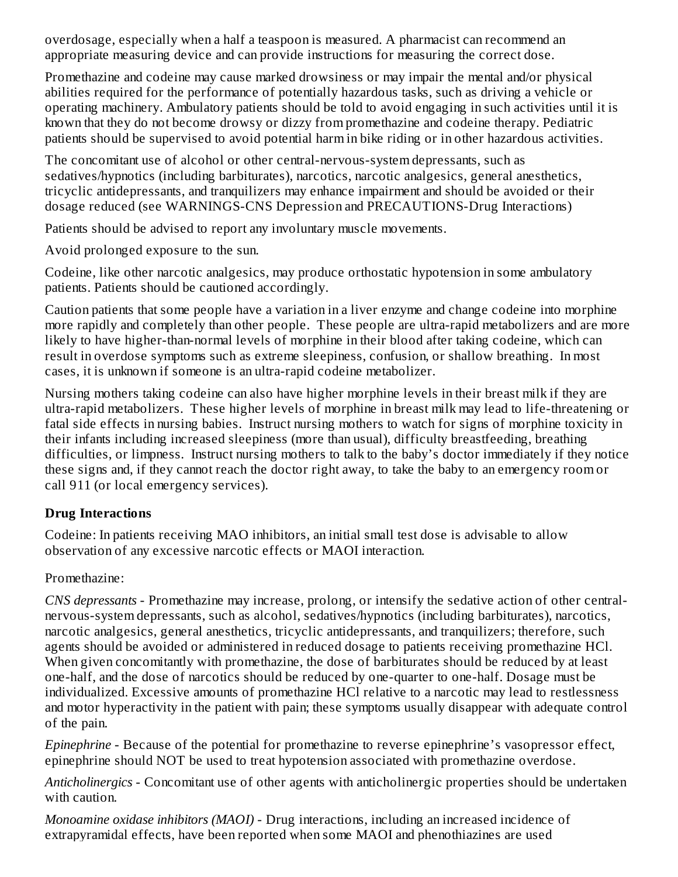overdosage, especially when a half a teaspoon is measured. A pharmacist can recommend an appropriate measuring device and can provide instructions for measuring the correct dose.

Promethazine and codeine may cause marked drowsiness or may impair the mental and/or physical abilities required for the performance of potentially hazardous tasks, such as driving a vehicle or operating machinery. Ambulatory patients should be told to avoid engaging in such activities until it is known that they do not become drowsy or dizzy from promethazine and codeine therapy. Pediatric patients should be supervised to avoid potential harm in bike riding or in other hazardous activities.

The concomitant use of alcohol or other central-nervous-system depressants, such as sedatives/hypnotics (including barbiturates), narcotics, narcotic analgesics, general anesthetics, tricyclic antidepressants, and tranquilizers may enhance impairment and should be avoided or their dosage reduced (see WARNINGS-CNS Depression and PRECAUTIONS-Drug Interactions)

Patients should be advised to report any involuntary muscle movements.

Avoid prolonged exposure to the sun.

Codeine, like other narcotic analgesics, may produce orthostatic hypotension in some ambulatory patients. Patients should be cautioned accordingly.

Caution patients that some people have a variation in a liver enzyme and change codeine into morphine more rapidly and completely than other people. These people are ultra-rapid metabolizers and are more likely to have higher-than-normal levels of morphine in their blood after taking codeine, which can result in overdose symptoms such as extreme sleepiness, confusion, or shallow breathing. In most cases, it is unknown if someone is an ultra-rapid codeine metabolizer.

Nursing mothers taking codeine can also have higher morphine levels in their breast milk if they are ultra-rapid metabolizers. These higher levels of morphine in breast milk may lead to life-threatening or fatal side effects in nursing babies. Instruct nursing mothers to watch for signs of morphine toxicity in their infants including increased sleepiness (more than usual), difficulty breastfeeding, breathing difficulties, or limpness. Instruct nursing mothers to talk to the baby's doctor immediately if they notice these signs and, if they cannot reach the doctor right away, to take the baby to an emergency room or call 911 (or local emergency services).

**Drug Interactions**

Codeine: In patients receiving MAO inhibitors, an initial small test dose is advisable to allow observation of any excessive narcotic effects or MAOI interaction.

Promethazine:

*CNS depressants* - Promethazine may increase, prolong, or intensify the sedative action of other central-nervous-system depressants, such as alcohol, sedatives/hypnotics (including barbiturates), narcotics, narcotic analgesics, general anesthetics, tricyclic antidepressants, and tranquilizers; therefore, such agents should be avoided or administered in reduced dosage to patients receiving promethazine HCl. When given concomitantly with promethazine, the dose of barbiturates should be reduced by at least one-half, and the dose of narcotics should be reduced by one-quarter to one-half. Dosage must be individualized. Excessive amounts of promethazine HCl relative to a narcotic may lead to restlessness and motor hyperactivity in the patient with pain; these symptoms usually disappear with adequate control of the pain.

*Epinephrine* - Because of the potential for promethazine to reverse epinephrine's vasopressor effect, epinephrine should NOT be used to treat hypotension associated with promethazine overdose.

*Anticholinergics* - Concomitant use of other agents with anticholinergic properties should be undertaken with caution.

*Monoamine oxidase inhibitors (MAOI)* - Drug interactions, including an increased incidence of extrapyramidal effects, have been reported when some MAOI and phenothiazines are used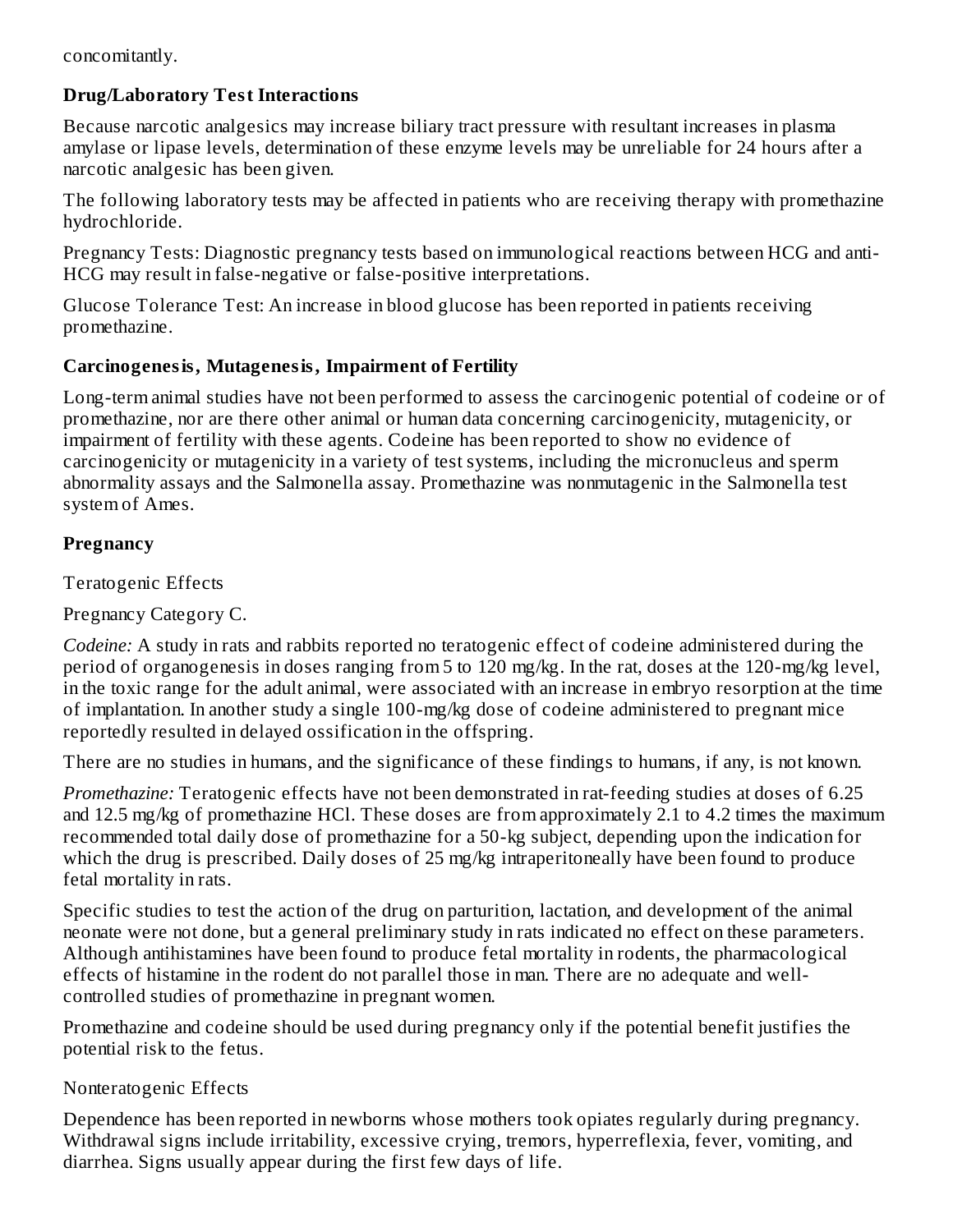concomitantly.

**Drug/Laboratory Test Interactions**

Because narcotic analgesics may increase biliary tract pressure with resultant increases in plasma amylase or lipase levels, determination of these enzyme levels may be unreliable for 24 hours after a narcotic analgesic has been given.

The following laboratory tests may be affected in patients who are receiving therapy with promethazine hydrochloride.

Pregnancy Tests: Diagnostic pregnancy tests based on immunological reactions between HCG and anti-HCG may result in false-negative or false-positive interpretations.

Glucose Tolerance Test: An increase in blood glucose has been reported in patients receiving promethazine.

**Carcinogenesis, Mutagenesis, Impairment of Fertility**

Long-term animal studies have not been performed to assess the carcinogenic potential of codeine or of promethazine, nor are there other animal or human data concerning carcinogenicity, mutagenicity, or impairment of fertility with these agents. Codeine has been reported to show no evidence of carcinogenicity or mutagenicity in a variety of test systems, including the micronucleus and sperm abnormality assays and the Salmonella assay. Promethazine was nonmutagenic in the Salmonella test system of Ames.

**Pregnancy**

Teratogenic Effects

Pregnancy Category C.

*Codeine:* A study in rats and rabbits reported no teratogenic effect of codeine administered during the period of organogenesis in doses ranging from 5 to 120 mg/kg. In the rat, doses at the 120-mg/kg level, in the toxic range for the adult animal, were associated with an increase in embryo resorption at the time of implantation. In another study a single 100-mg/kg dose of codeine administered to pregnant mice reportedly resulted in delayed ossification in the offspring.

There are no studies in humans, and the significance of these findings to humans, if any, is not known.

*Promethazine:* Teratogenic effects have not been demonstrated in rat-feeding studies at doses of 6.25 and 12.5 mg/kg of promethazine HCl. These doses are from approximately 2.1 to 4.2 times the maximum recommended total daily dose of promethazine for a 50-kg subject, depending upon the indication for which the drug is prescribed. Daily doses of 25 mg/kg intraperitoneally have been found to produce fetal mortality in rats.

Specific studies to test the action of the drug on parturition, lactation, and development of the animal neonate were not done, but a general preliminary study in rats indicated no effect on these parameters. Although antihistamines have been found to produce fetal mortality in rodents, the pharmacological effects of histamine in the rodent do not parallel those in man. There are no adequate and well-controlled studies of promethazine in pregnant women.

Promethazine and codeine should be used during pregnancy only if the potential benefit justifies the potential risk to the fetus.

Nonteratogenic Effects

Dependence has been reported in newborns whose mothers took opiates regularly during pregnancy. Withdrawal signs include irritability, excessive crying, tremors, hyperreflexia, fever, vomiting, and diarrhea. Signs usually appear during the first few days of life.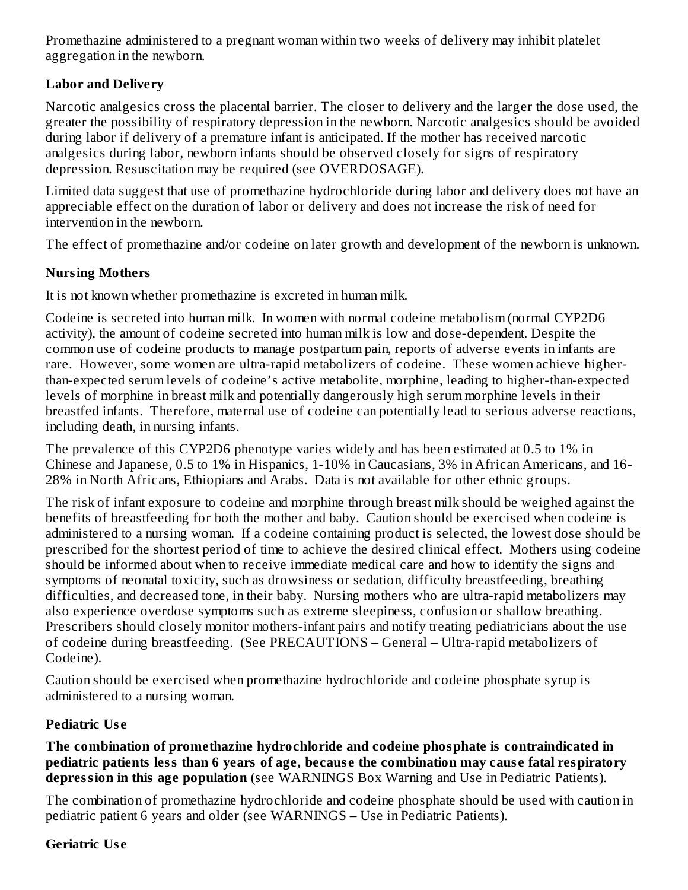Promethazine administered to a pregnant woman within two weeks of delivery may inhibit platelet aggregation in the newborn.

### Labor and Delivery

Narcotic analgesics cross the placental barrier. The closer to delivery and the larger the dose used, the greater the possibility of respiratory depression in the newborn. Narcotic analgesics should be avoided during labor if delivery of a premature infant is anticipated. If the mother has received narcotic analgesics during labor, newborn infants should be observed closely for signs of respiratory depression. Resuscitation may be required (see OVERDOSAGE).

Limited data suggest that use of promethazine hydrochloride during labor and delivery does not have an appreciable effect on the duration of labor or delivery and does not increase the risk of need for intervention in the newborn.

The effect of promethazine and/or codeine on later growth and development of the newborn is unknown.

### Nursing Mothers

It is not known whether promethazine is excreted in human milk.

Codeine is secreted into human milk. In women with normal codeine metabolism (normal CYP2D6 activity), the amount of codeine secreted into human milk is low and dose-dependent. Despite the common use of codeine products to manage postpartum pain, reports of adverse events in infants are rare. However, some women are ultra-rapid metabolizers of codeine. These women achieve higher-than-expected serum levels of codeine's active metabolite, morphine, leading to higher-than-expected levels of morphine in breast milk and potentially dangerously high serum morphine levels in their breastfed infants. Therefore, maternal use of codeine can potentially lead to serious adverse reactions, including death, in nursing infants.

The prevalence of this CYP2D6 phenotype varies widely and has been estimated at 0.5 to 1% in Chinese and Japanese, 0.5 to 1% in Hispanics, 1-10% in Caucasians, 3% in African Americans, and 16-28% in North Africans, Ethiopians and Arabs. Data is not available for other ethnic groups.

The risk of infant exposure to codeine and morphine through breast milk should be weighed against the benefits of breastfeeding for both the mother and baby. Caution should be exercised when codeine is administered to a nursing woman. If a codeine containing product is selected, the lowest dose should be prescribed for the shortest period of time to achieve the desired clinical effect. Mothers using codeine should be informed about when to receive immediate medical care and how to identify the signs and symptoms of neonatal toxicity, such as drowsiness or sedation, difficulty breastfeeding, breathing difficulties, and decreased tone, in their baby. Nursing mothers who are ultra-rapid metabolizers may also experience overdose symptoms such as extreme sleepiness, confusion or shallow breathing. Prescribers should closely monitor mothers-infant pairs and notify treating pediatricians about the use of codeine during breastfeeding. (See PRECAUTIONS – General – Ultra-rapid metabolizers of Codeine).

Caution should be exercised when promethazine hydrochloride and codeine phosphate syrup is administered to a nursing woman.

### Pediatric Use

**The combination of promethazine hydrochloride and codeine phosphate is contraindicated in pediatric patients less than 6 years of age, because the combination may cause fatal respiratory depression in this age population** (see WARNINGS Box Warning and Use in Pediatric Patients).

The combination of promethazine hydrochloride and codeine phosphate should be used with caution in pediatric patient 6 years and older (see WARNINGS – Use in Pediatric Patients).

### Geriatric Use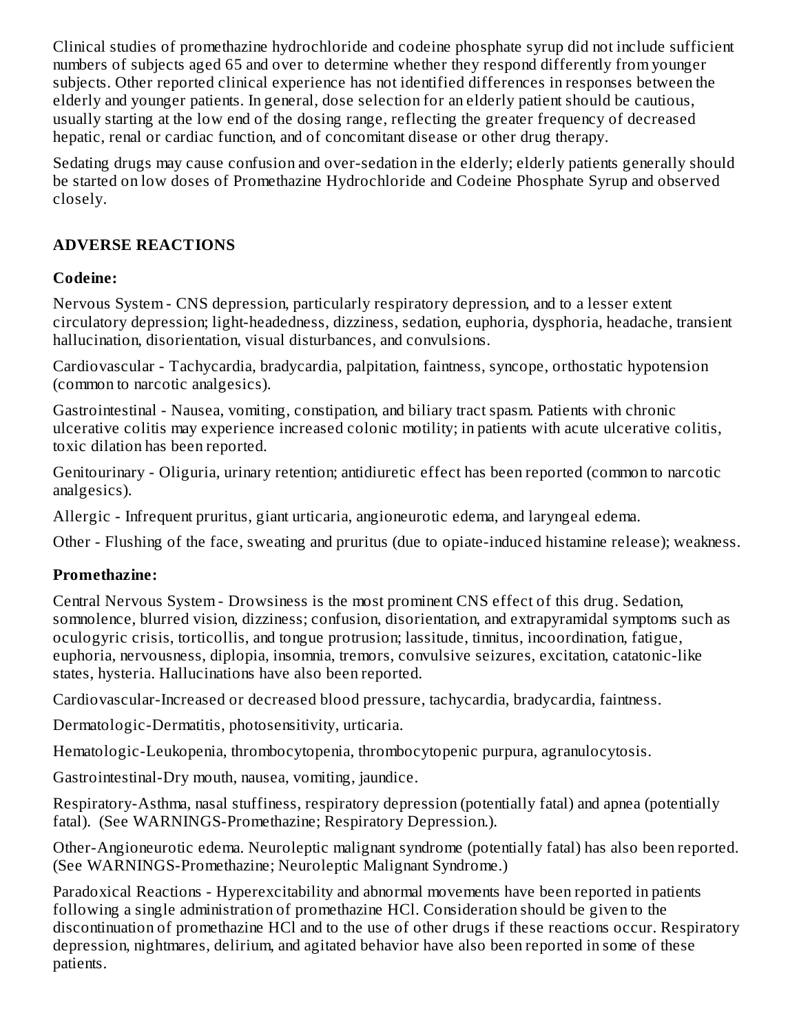Clinical studies of promethazine hydrochloride and codeine phosphate syrup did not include sufficient numbers of subjects aged 65 and over to determine whether they respond differently from younger subjects. Other reported clinical experience has not identified differences in responses between the elderly and younger patients. In general, dose selection for an elderly patient should be cautious, usually starting at the low end of the dosing range, reflecting the greater frequency of decreased hepatic, renal or cardiac function, and of concomitant disease or other drug therapy.

Sedating drugs may cause confusion and over-sedation in the elderly; elderly patients generally should be started on low doses of Promethazine Hydrochloride and Codeine Phosphate Syrup and observed closely.

## ADVERSE REACTIONS

### Codeine:

Nervous System - CNS depression, particularly respiratory depression, and to a lesser extent circulatory depression; light-headedness, dizziness, sedation, euphoria, dysphoria, headache, transient hallucination, disorientation, visual disturbances, and convulsions.

Cardiovascular - Tachycardia, bradycardia, palpitation, faintness, syncope, orthostatic hypotension (common to narcotic analgesics).

Gastrointestinal - Nausea, vomiting, constipation, and biliary tract spasm. Patients with chronic ulcerative colitis may experience increased colonic motility; in patients with acute ulcerative colitis, toxic dilation has been reported.

Genitourinary - Oliguria, urinary retention; antidiuretic effect has been reported (common to narcotic analgesics).

Allergic - Infrequent pruritus, giant urticaria, angioneurotic edema, and laryngeal edema.

Other - Flushing of the face, sweating and pruritus (due to opiate-induced histamine release); weakness.

### Promethazine:

Central Nervous System - Drowsiness is the most prominent CNS effect of this drug. Sedation, somnolence, blurred vision, dizziness; confusion, disorientation, and extrapyramidal symptoms such as oculogyric crisis, torticollis, and tongue protrusion; lassitude, tinnitus, incoordination, fatigue, euphoria, nervousness, diplopia, insomnia, tremors, convulsive seizures, excitation, catatonic-like states, hysteria. Hallucinations have also been reported.

Cardiovascular-Increased or decreased blood pressure, tachycardia, bradycardia, faintness.

Dermatologic-Dermatitis, photosensitivity, urticaria.

Hematologic-Leukopenia, thrombocytopenia, thrombocytopenic purpura, agranulocytosis.

Gastrointestinal-Dry mouth, nausea, vomiting, jaundice.

Respiratory-Asthma, nasal stuffiness, respiratory depression (potentially fatal) and apnea (potentially fatal). (See WARNINGS-Promethazine; Respiratory Depression.).

Other-Angioneurotic edema. Neuroleptic malignant syndrome (potentially fatal) has also been reported. (See WARNINGS-Promethazine; Neuroleptic Malignant Syndrome.)

Paradoxical Reactions - Hyperexcitability and abnormal movements have been reported in patients following a single administration of promethazine HCl. Consideration should be given to the discontinuation of promethazine HCl and to the use of other drugs if these reactions occur. Respiratory depression, nightmares, delirium, and agitated behavior have also been reported in some of these patients.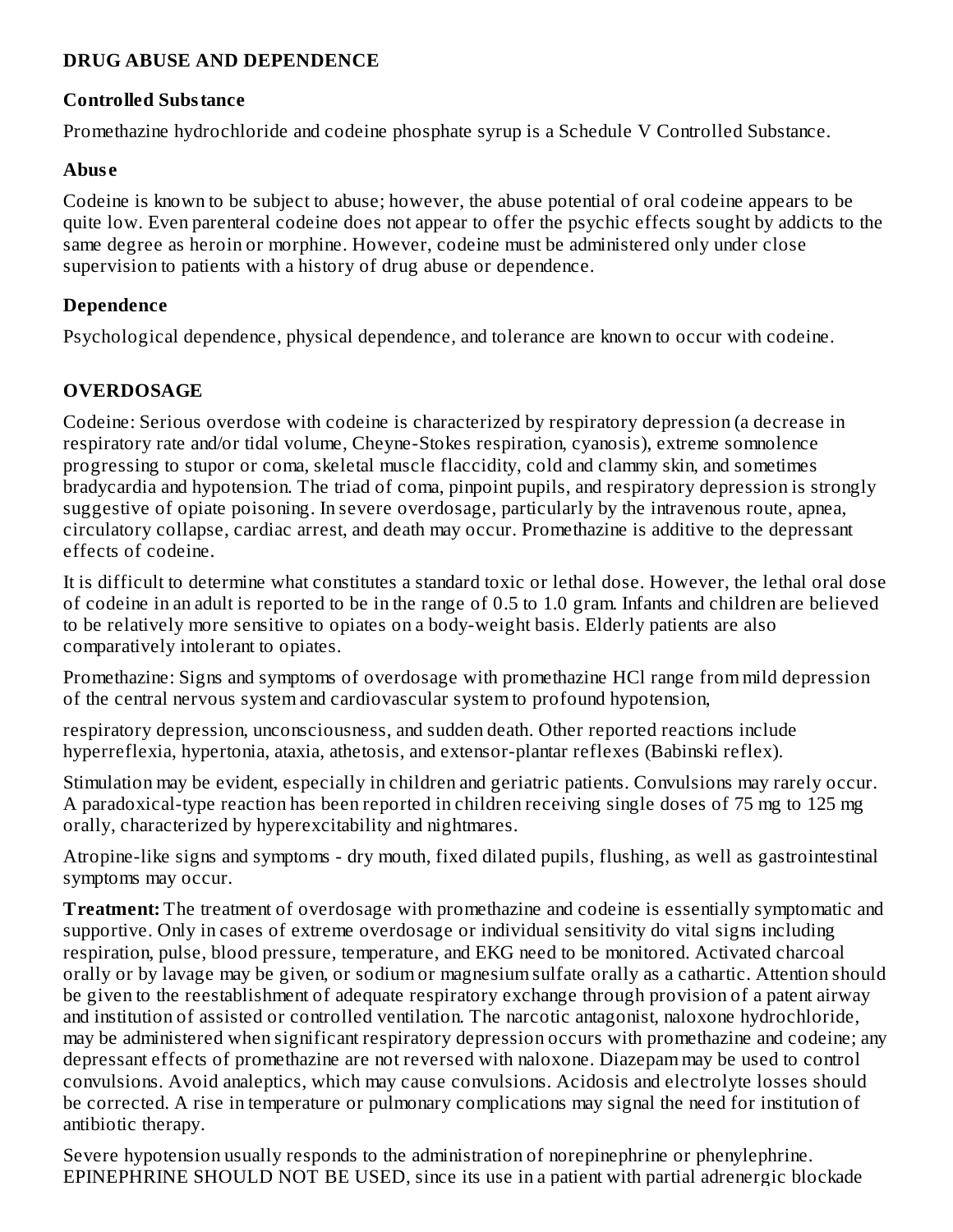## DRUG ABUSE AND DEPENDENCE

### Controlled Substance

Promethazine hydrochloride and codeine phosphate syrup is a Schedule V Controlled Substance.

### Abuse

Codeine is known to be subject to abuse; however, the abuse potential of oral codeine appears to be quite low. Even parenteral codeine does not appear to offer the psychic effects sought by addicts to the same degree as heroin or morphine. However, codeine must be administered only under close supervision to patients with a history of drug abuse or dependence.

### Dependence

Psychological dependence, physical dependence, and tolerance are known to occur with codeine.

## OVERDOSAGE

Codeine: Serious overdose with codeine is characterized by respiratory depression (a decrease in respiratory rate and/or tidal volume, Cheyne-Stokes respiration, cyanosis), extreme somnolence progressing to stupor or coma, skeletal muscle flaccidity, cold and clammy skin, and sometimes bradycardia and hypotension. The triad of coma, pinpoint pupils, and respiratory depression is strongly suggestive of opiate poisoning. In severe overdosage, particularly by the intravenous route, apnea, circulatory collapse, cardiac arrest, and death may occur. Promethazine is additive to the depressant effects of codeine.

It is difficult to determine what constitutes a standard toxic or lethal dose. However, the lethal oral dose of codeine in an adult is reported to be in the range of 0.5 to 1.0 gram. Infants and children are believed to be relatively more sensitive to opiates on a body-weight basis. Elderly patients are also comparatively intolerant to opiates.

Promethazine: Signs and symptoms of overdosage with promethazine HCl range from mild depression of the central nervous system and cardiovascular system to profound hypotension,

respiratory depression, unconsciousness, and sudden death. Other reported reactions include hyperreflexia, hypertonia, ataxia, athetosis, and extensor-plantar reflexes (Babinski reflex).

Stimulation may be evident, especially in children and geriatric patients. Convulsions may rarely occur. A paradoxical-type reaction has been reported in children receiving single doses of 75 mg to 125 mg orally, characterized by hyperexcitability and nightmares.

Atropine-like signs and symptoms - dry mouth, fixed dilated pupils, flushing, as well as gastrointestinal symptoms may occur.

**Treatment:** The treatment of overdosage with promethazine and codeine is essentially symptomatic and supportive. Only in cases of extreme overdosage or individual sensitivity do vital signs including respiration, pulse, blood pressure, temperature, and EKG need to be monitored. Activated charcoal orally or by lavage may be given, or sodium or magnesium sulfate orally as a cathartic. Attention should be given to the reestablishment of adequate respiratory exchange through provision of a patent airway and institution of assisted or controlled ventilation. The narcotic antagonist, naloxone hydrochloride, may be administered when significant respiratory depression occurs with promethazine and codeine; any depressant effects of promethazine are not reversed with naloxone. Diazepam may be used to control convulsions. Avoid analeptics, which may cause convulsions. Acidosis and electrolyte losses should be corrected. A rise in temperature or pulmonary complications may signal the need for institution of antibiotic therapy.

Severe hypotension usually responds to the administration of norepinephrine or phenylephrine. EPINEPHRINE SHOULD NOT BE USED, since its use in a patient with partial adrenergic blockade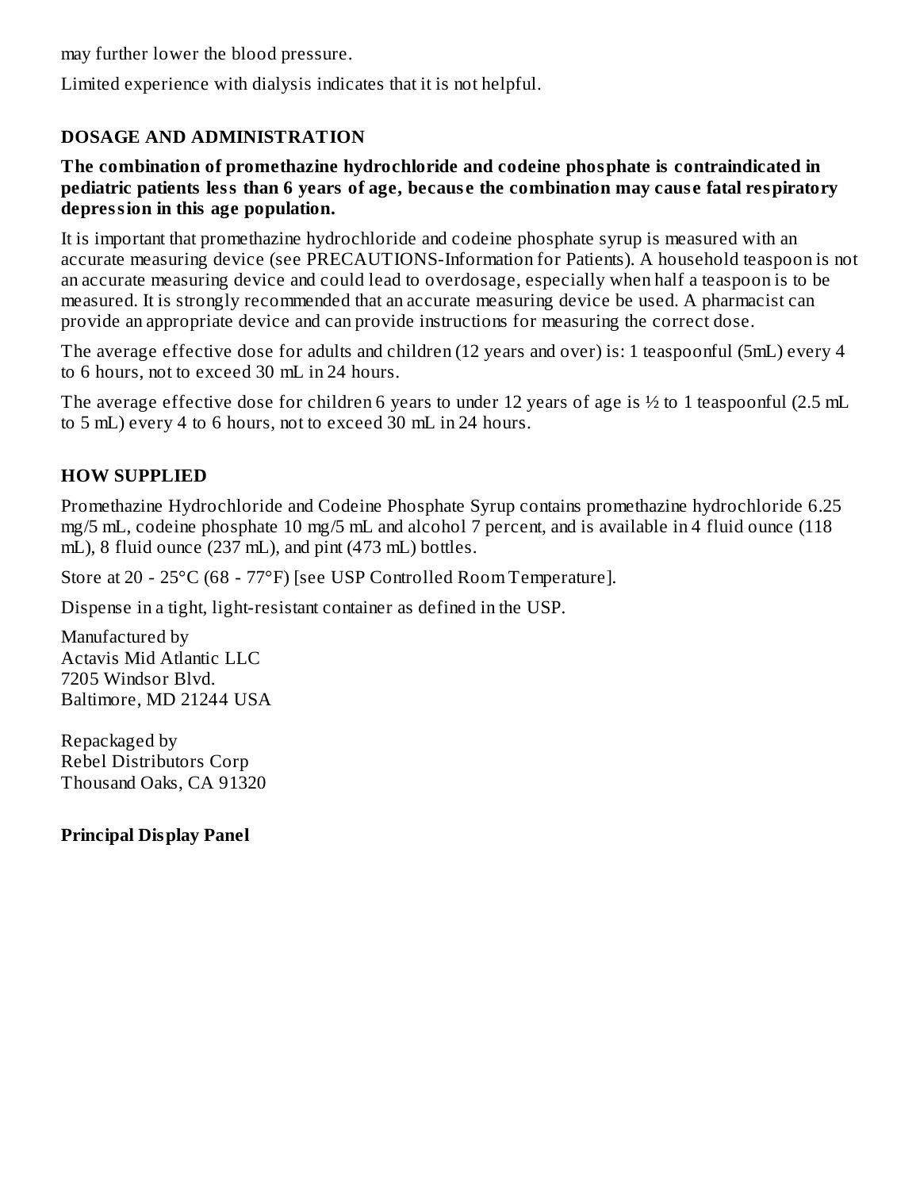may further lower the blood pressure.

Limited experience with dialysis indicates that it is not helpful.

## DOSAGE AND ADMINISTRATION

**The combination of promethazine hydrochloride and codeine phosphate is contraindicated in pediatric patients less than 6 years of age, because the combination may cause fatal respiratory depression in this age population.**

It is important that promethazine hydrochloride and codeine phosphate syrup is measured with an accurate measuring device (see PRECAUTIONS-Information for Patients). A household teaspoon is not an accurate measuring device and could lead to overdosage, especially when half a teaspoon is to be measured. It is strongly recommended that an accurate measuring device be used. A pharmacist can provide an appropriate device and can provide instructions for measuring the correct dose.

The average effective dose for adults and children (12 years and over) is: 1 teaspoonful (5mL) every 4 to 6 hours, not to exceed 30 mL in 24 hours.

The average effective dose for children 6 years to under 12 years of age is ½ to 1 teaspoonful (2.5 mL to 5 mL) every 4 to 6 hours, not to exceed 30 mL in 24 hours.

## HOW SUPPLIED

Promethazine Hydrochloride and Codeine Phosphate Syrup contains promethazine hydrochloride 6.25 mg/5 mL, codeine phosphate 10 mg/5 mL and alcohol 7 percent, and is available in 4 fluid ounce (118 mL), 8 fluid ounce (237 mL), and pint (473 mL) bottles.

Store at 20 - 25°C (68 - 77°F) [see USP Controlled Room Temperature].

Dispense in a tight, light-resistant container as defined in the USP.

Manufactured by
Actavis Mid Atlantic LLC
7205 Windsor Blvd.
Baltimore, MD 21244 USA

Repackaged by
Rebel Distributors Corp
Thousand Oaks, CA 91320

**Principal Display Panel**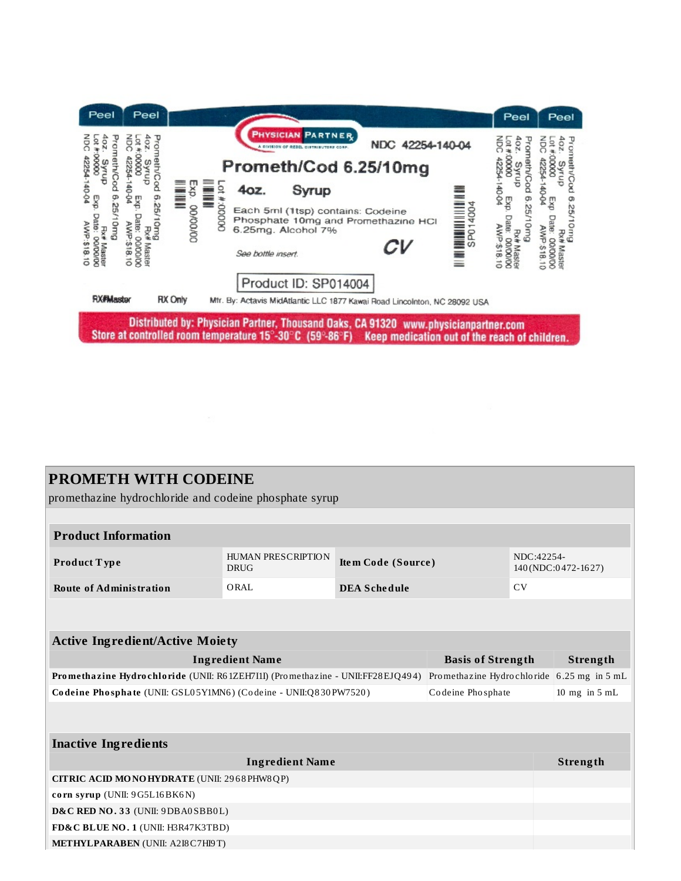Peel Peel Peel Peel

Prometh/Cod 6.25/10mg
4oz. Syrup Rx# Master
Lot #:00000 Exp. Date: 00/00/00
NDC 42254-140-04 AWP:$18.10

PHYSICIAN PARTNER
A DIVISION OF REBEL DISTRIBUTORS CORP.

NDC 42254-140-04

**Prometh/Cod 6.25/10mg**

**4oz. Syrup**

Each 5ml (1tsp) contains: Codeine Phosphate 10mg and Promethazine HCl 6.25mg. Alcohol 7%

*See bottle insert.*

CV

Lot #:00000
Exp. 00/00/00

SP014004

Product ID: SP014004

RX#Master RX Only Mfr. By: Actavis MidAtlantic LLC 1877 Kawai Road Lincolnton, NC 28092 USA

Distributed by: Physician Partner, Thousand Oaks, CA 91320 www.physicianpartner.com
Store at controlled room temperature 15°-30°C (59°-86°F) Keep medication out of the reach of children.

## PROMETH WITH CODEINE

promethazine hydrochloride and codeine phosphate syrup

| Product Information | | | |
|---|---|---|---|
| **Product Type** | HUMAN PRESCRIPTION DRUG | **Item Code (Source)** | NDC:42254-140(NDC:0472-1627) |
| **Route of Administration** | ORAL | **DEA Schedule** | CV |

| Active Ingredient/Active Moiety | | |
|---|---|---|
| **Ingredient Name** | **Basis of Strength** | **Strength** |
| **Promethazine Hydrochloride** (UNII: R61ZEH7I1I) (Promethazine - UNII:FF28EJQ494) | Promethazine Hydrochloride | 6.25 mg in 5 mL |
| **Codeine Phosphate** (UNII: GSL05Y1MN6) (Codeine - UNII:Q830PW7520) | Codeine Phosphate | 10 mg in 5 mL |

| Inactive Ingredients | |
|---|---|
| **Ingredient Name** | **Strength** |
| **CITRIC ACID MONOHYDRATE** (UNII: 2968PHW8QP) | |
| **corn syrup** (UNII: 9G5L16BK6N) | |
| **D&C RED NO. 33** (UNII: 9DBA0SBB0L) | |
| **FD&C BLUE NO. 1** (UNII: H3R47K3TBD) | |
| **METHYLPARABEN** (UNII: A2I8C7HI9T) | |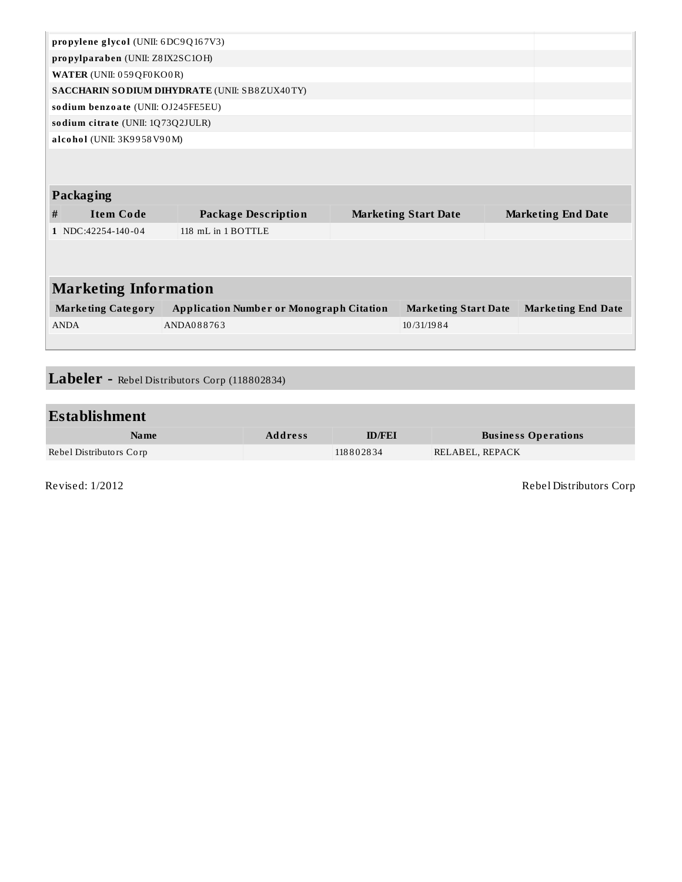| | |
|---|---|
| **propylene glycol** (UNII: 6DC9Q167V3) | |
| **propylparaben** (UNII: Z8IX2SC1OH) | |
| **WATER** (UNII: 059QF0KO0R) | |
| **SACCHARIN SODIUM DIHYDRATE** (UNII: SB8ZUX40TY) | |
| **sodium benzoate** (UNII: OJ245FE5EU) | |
| **sodium citrate** (UNII: 1Q73Q2JULR) | |
| **alcohol** (UNII: 3K9958V90M) | |

### Packaging

| # | Item Code | Package Description | Marketing Start Date | Marketing End Date |
|---|---|---|---|---|
| 1 | NDC:42254-140-04 | 118 mL in 1 BOTTLE | | |

## Marketing Information

| Marketing Category | Application Number or Monograph Citation | Marketing Start Date | Marketing End Date |
|---|---|---|---|
| ANDA | ANDA088763 | 10/31/1984 | |

## Labeler - Rebel Distributors Corp (118802834)

## Establishment

| Name | Address | ID/FEI | Business Operations |
|---|---|---|---|
| Rebel Distributors Corp | | 118802834 | RELABEL, REPACK |

Revised: 1/2012 Rebel Distributors Corp